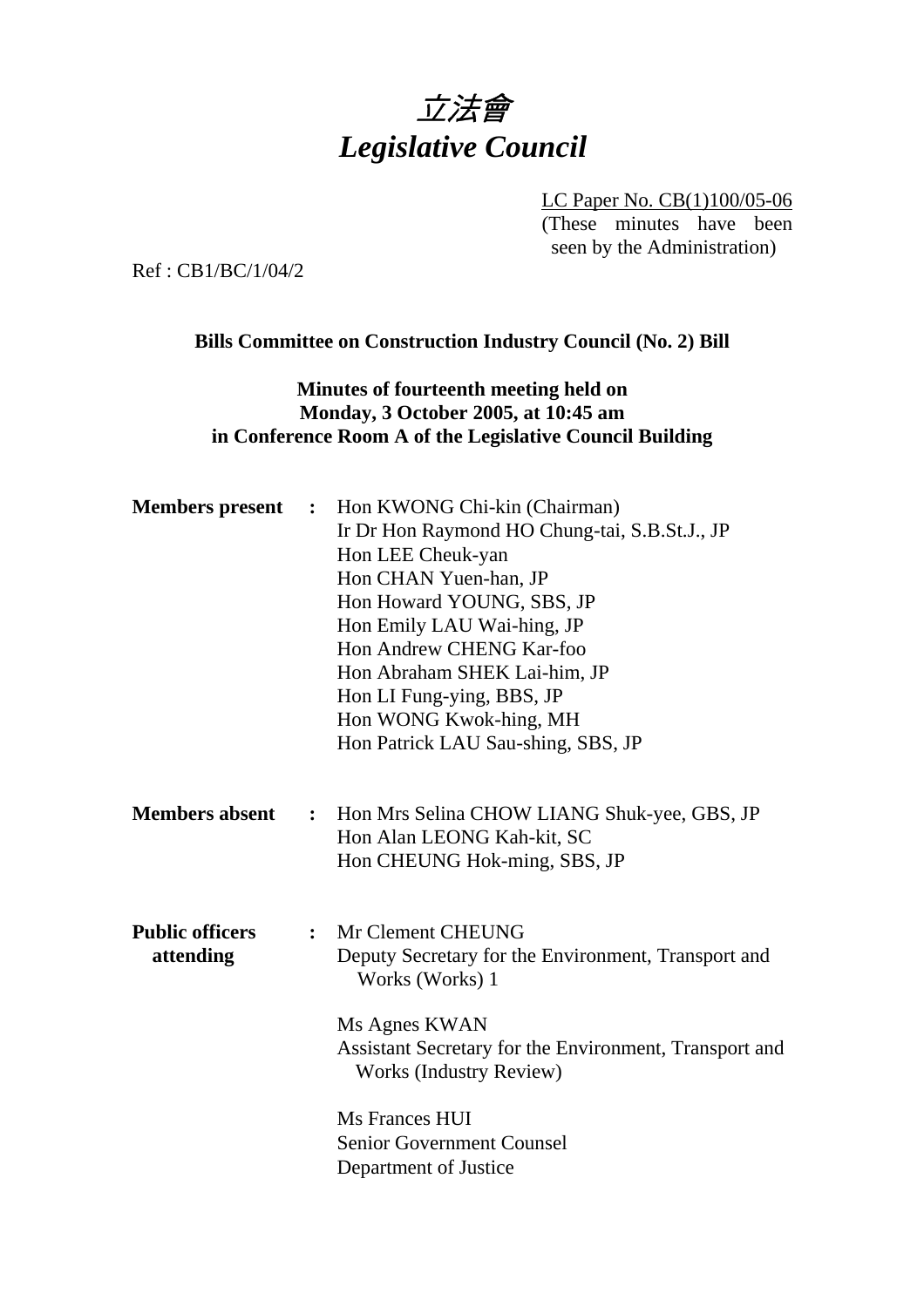# *立法會*
# *Legislative Council*

LC Paper No. CB(1)100/05-06
(These minutes have been seen by the Administration)

Ref : CB1/BC/1/04/2

**Bills Committee on Construction Industry Council (No. 2) Bill**

**Minutes of fourteenth meeting held on**
**Monday, 3 October 2005, at 10:45 am**
**in Conference Room A of the Legislative Council Building**

**Members present** : Hon KWONG Chi-kin (Chairman)
Ir Dr Hon Raymond HO Chung-tai, S.B.St.J., JP
Hon LEE Cheuk-yan
Hon CHAN Yuen-han, JP
Hon Howard YOUNG, SBS, JP
Hon Emily LAU Wai-hing, JP
Hon Andrew CHENG Kar-foo
Hon Abraham SHEK Lai-him, JP
Hon LI Fung-ying, BBS, JP
Hon WONG Kwok-hing, MH
Hon Patrick LAU Sau-shing, SBS, JP

**Members absent** : Hon Mrs Selina CHOW LIANG Shuk-yee, GBS, JP
Hon Alan LEONG Kah-kit, SC
Hon CHEUNG Hok-ming, SBS, JP

**Public officers attending** : Mr Clement CHEUNG
Deputy Secretary for the Environment, Transport and Works (Works) 1

Ms Agnes KWAN
Assistant Secretary for the Environment, Transport and Works (Industry Review)

Ms Frances HUI
Senior Government Counsel
Department of Justice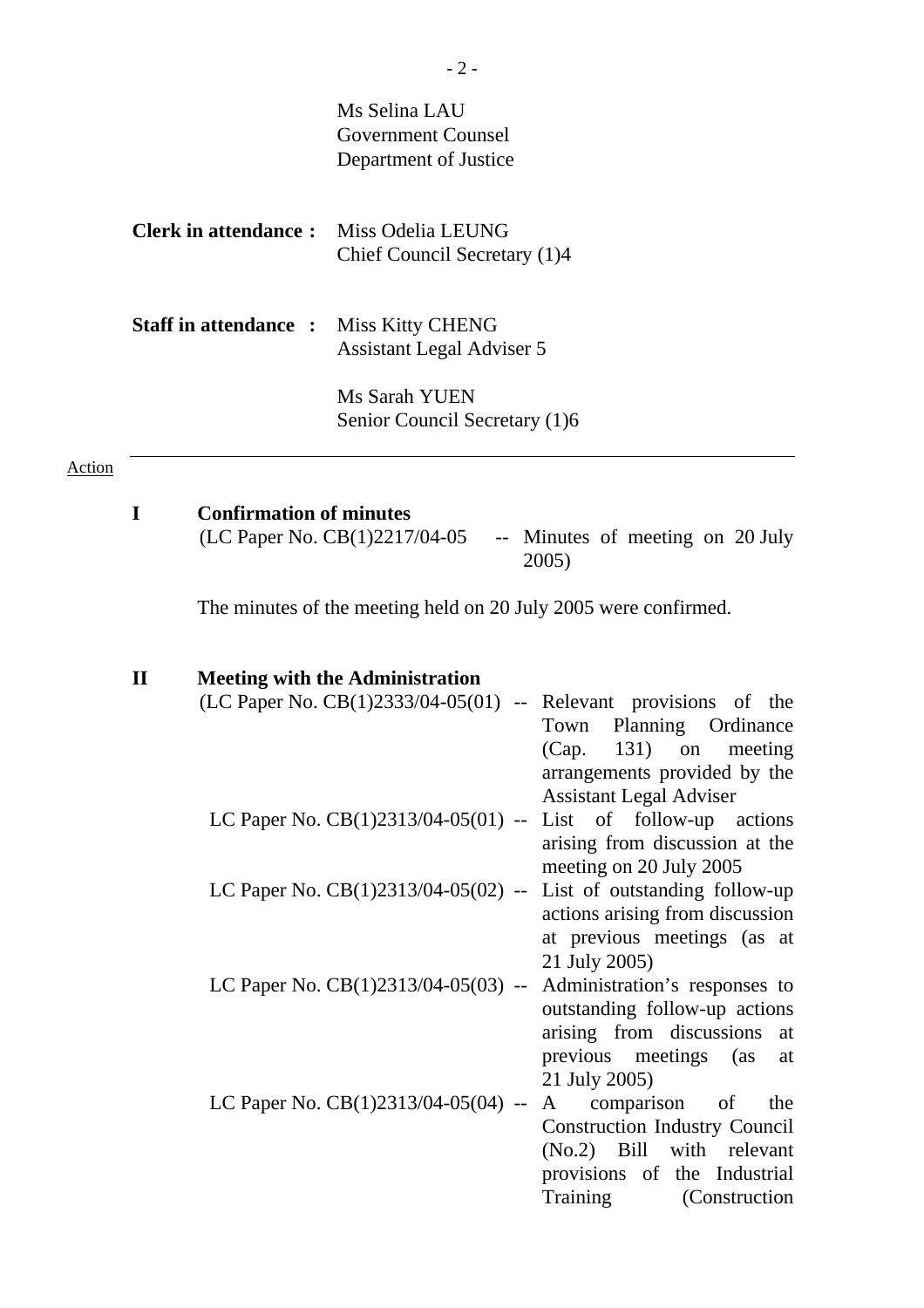Ms Selina LAU
Government Counsel
Department of Justice

**Clerk in attendance :** Miss Odelia LEUNG
Chief Council Secretary (1)4

**Staff in attendance :** Miss Kitty CHENG
Assistant Legal Adviser 5

Ms Sarah YUEN
Senior Council Secretary (1)6

Action

---

**I Confirmation of minutes**

(LC Paper No. CB(1)2217/04-05 -- Minutes of meeting on 20 July 2005)

The minutes of the meeting held on 20 July 2005 were confirmed.

**II Meeting with the Administration**

(LC Paper No. CB(1)2333/04-05(01) -- Relevant provisions of the Town Planning Ordinance (Cap. 131) on meeting arrangements provided by the Assistant Legal Adviser

LC Paper No. CB(1)2313/04-05(01) -- List of follow-up actions arising from discussion at the meeting on 20 July 2005

LC Paper No. CB(1)2313/04-05(02) -- List of outstanding follow-up actions arising from discussion at previous meetings (as at 21 July 2005)

LC Paper No. CB(1)2313/04-05(03) -- Administration's responses to outstanding follow-up actions arising from discussions at previous meetings (as at 21 July 2005)

LC Paper No. CB(1)2313/04-05(04) -- A comparison of the Construction Industry Council (No.2) Bill with relevant provisions of the Industrial Training (Construction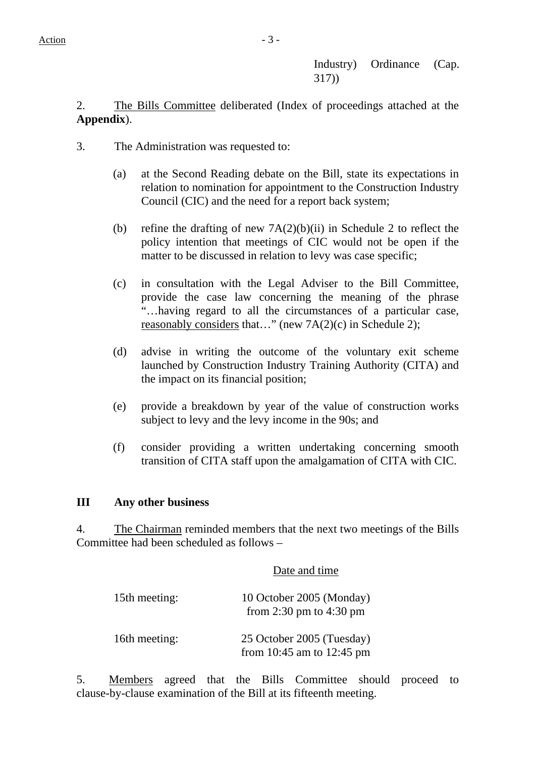Industry) Ordinance (Cap. 317))

2. The Bills Committee deliberated (Index of proceedings attached at the **Appendix**).

3. The Administration was requested to:

(a) at the Second Reading debate on the Bill, state its expectations in relation to nomination for appointment to the Construction Industry Council (CIC) and the need for a report back system;

(b) refine the drafting of new 7A(2)(b)(ii) in Schedule 2 to reflect the policy intention that meetings of CIC would not be open if the matter to be discussed in relation to levy was case specific;

(c) in consultation with the Legal Adviser to the Bill Committee, provide the case law concerning the meaning of the phrase "…having regard to all the circumstances of a particular case, reasonably considers that…" (new 7A(2)(c) in Schedule 2);

(d) advise in writing the outcome of the voluntary exit scheme launched by Construction Industry Training Authority (CITA) and the impact on its financial position;

(e) provide a breakdown by year of the value of construction works subject to levy and the levy income in the 90s; and

(f) consider providing a written undertaking concerning smooth transition of CITA staff upon the amalgamation of CITA with CIC.

## III Any other business

4. The Chairman reminded members that the next two meetings of the Bills Committee had been scheduled as follows –

| | Date and time |
|---|---|
| 15th meeting: | 10 October 2005 (Monday) from 2:30 pm to 4:30 pm |
| 16th meeting: | 25 October 2005 (Tuesday) from 10:45 am to 12:45 pm |

5. Members agreed that the Bills Committee should proceed to clause-by-clause examination of the Bill at its fifteenth meeting.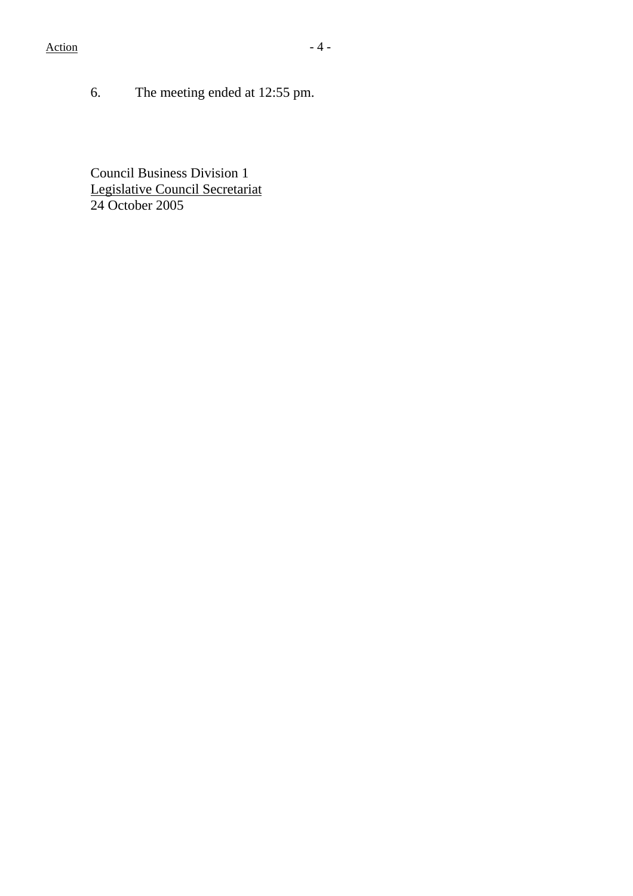6. The meeting ended at 12:55 pm.

Council Business Division 1
Legislative Council Secretariat
24 October 2005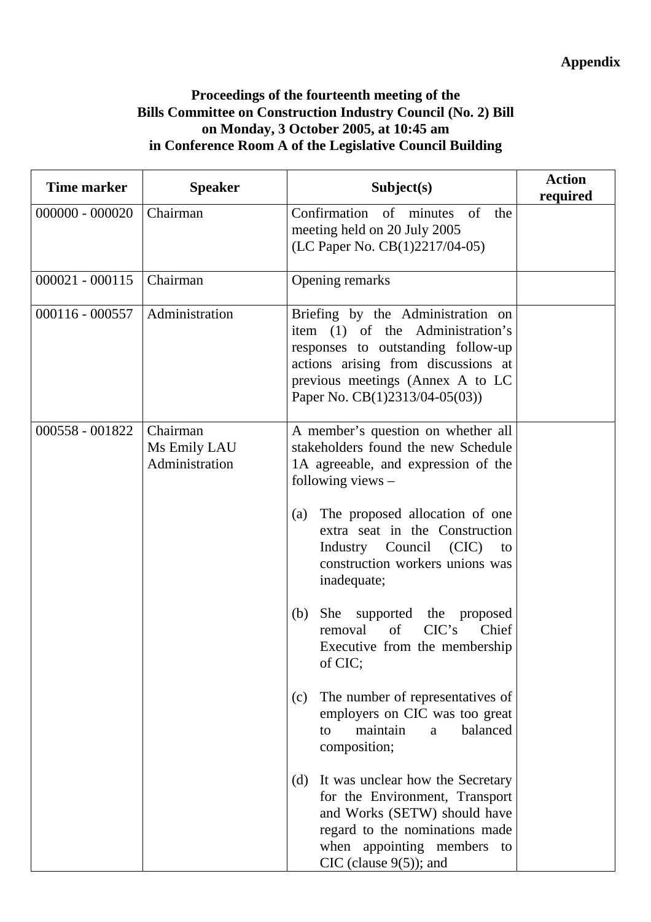**Appendix**

**Proceedings of the fourteenth meeting of the Bills Committee on Construction Industry Council (No. 2) Bill on Monday, 3 October 2005, at 10:45 am in Conference Room A of the Legislative Council Building**

| Time marker | Speaker | Subject(s) | Action required |
|---|---|---|---|
| 000000 - 000020 | Chairman | Confirmation of minutes of the meeting held on 20 July 2005 (LC Paper No. CB(1)2217/04-05) | |
| 000021 - 000115 | Chairman | Opening remarks | |
| 000116 - 000557 | Administration | Briefing by the Administration on item (1) of the Administration's responses to outstanding follow-up actions arising from discussions at previous meetings (Annex A to LC Paper No. CB(1)2313/04-05(03)) | |
| 000558 - 001822 | Chairman<br>Ms Emily LAU<br>Administration | A member's question on whether all stakeholders found the new Schedule 1A agreeable, and expression of the following views –<br><br>(a) The proposed allocation of one extra seat in the Construction Industry Council (CIC) to construction workers unions was inadequate;<br><br>(b) She supported the proposed removal of CIC's Chief Executive from the membership of CIC;<br><br>(c) The number of representatives of employers on CIC was too great to maintain a balanced composition;<br><br>(d) It was unclear how the Secretary for the Environment, Transport and Works (SETW) should have regard to the nominations made when appointing members to CIC (clause 9(5)); and | |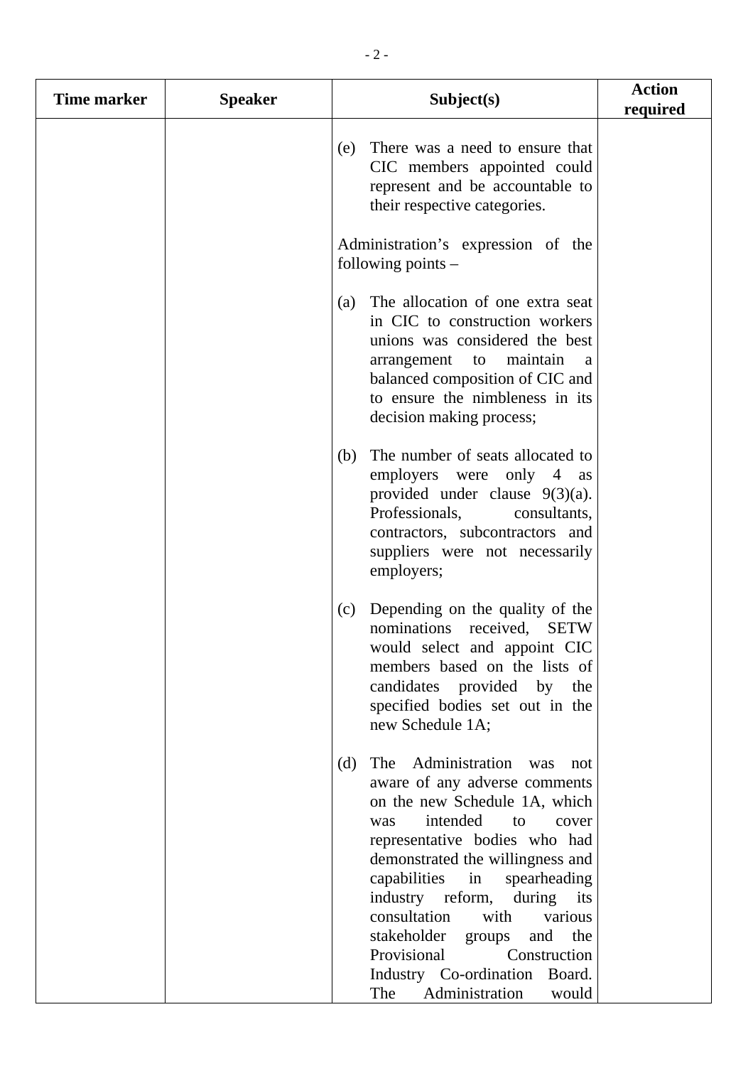| Time marker | Speaker | Subject(s) | Action required |
|---|---|---|---|
| | | (e) There was a need to ensure that CIC members appointed could represent and be accountable to their respective categories.<br><br>Administration's expression of the following points –<br><br>(a) The allocation of one extra seat in CIC to construction workers unions was considered the best arrangement to maintain a balanced composition of CIC and to ensure the nimbleness in its decision making process;<br><br>(b) The number of seats allocated to employers were only 4 as provided under clause 9(3)(a). Professionals, consultants, contractors, subcontractors and suppliers were not necessarily employers;<br><br>(c) Depending on the quality of the nominations received, SETW would select and appoint CIC members based on the lists of candidates provided by the specified bodies set out in the new Schedule 1A;<br><br>(d) The Administration was not aware of any adverse comments on the new Schedule 1A, which was intended to cover representative bodies who had demonstrated the willingness and capabilities in spearheading industry reform, during its consultation with various stakeholder groups and the Provisional Construction Industry Co-ordination Board. The Administration would | |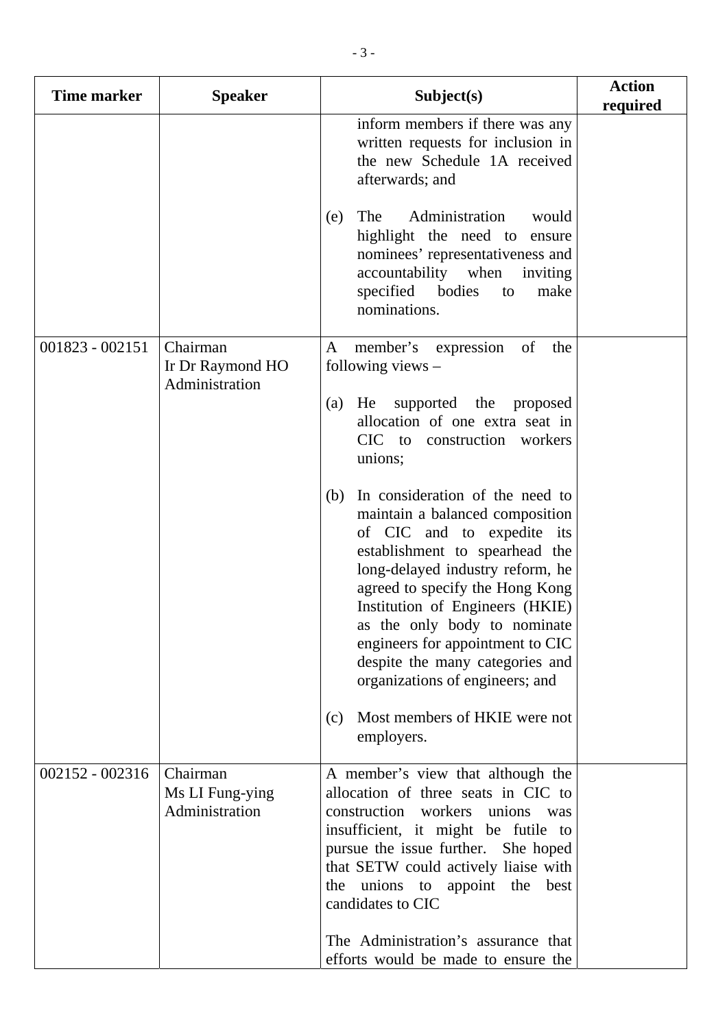| Time marker | Speaker | Subject(s) | Action required |
|---|---|---|---|
| | | inform members if there was any written requests for inclusion in the new Schedule 1A received afterwards; and<br><br>(e) The Administration would highlight the need to ensure nominees' representativeness and accountability when inviting specified bodies to make nominations. | |
| 001823 - 002151 | Chairman<br>Ir Dr Raymond HO<br>Administration | A member's expression of the following views –<br><br>(a) He supported the proposed allocation of one extra seat in CIC to construction workers unions;<br><br>(b) In consideration of the need to maintain a balanced composition of CIC and to expedite its establishment to spearhead the long-delayed industry reform, he agreed to specify the Hong Kong Institution of Engineers (HKIE) as the only body to nominate engineers for appointment to CIC despite the many categories and organizations of engineers; and<br><br>(c) Most members of HKIE were not employers. | |
| 002152 - 002316 | Chairman<br>Ms LI Fung-ying<br>Administration | A member's view that although the allocation of three seats in CIC to construction workers unions was insufficient, it might be futile to pursue the issue further. She hoped that SETW could actively liaise with the unions to appoint the best candidates to CIC<br><br>The Administration's assurance that efforts would be made to ensure the | |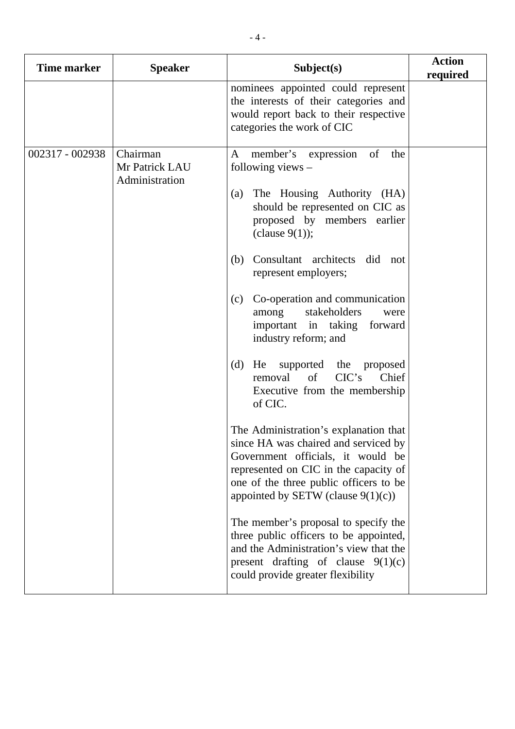| Time marker | Speaker | Subject(s) | Action required |
|---|---|---|---|
| | | nominees appointed could represent the interests of their categories and would report back to their respective categories the work of CIC | |
| 002317 - 002938 | Chairman<br>Mr Patrick LAU<br>Administration | A member's expression of the following views –<br><br>(a) The Housing Authority (HA) should be represented on CIC as proposed by members earlier (clause 9(1));<br><br>(b) Consultant architects did not represent employers;<br><br>(c) Co-operation and communication among stakeholders were important in taking forward industry reform; and<br><br>(d) He supported the proposed removal of CIC's Chief Executive from the membership of CIC.<br><br>The Administration's explanation that since HA was chaired and serviced by Government officials, it would be represented on CIC in the capacity of one of the three public officers to be appointed by SETW (clause 9(1)(c))<br><br>The member's proposal to specify the three public officers to be appointed, and the Administration's view that the present drafting of clause 9(1)(c) could provide greater flexibility | |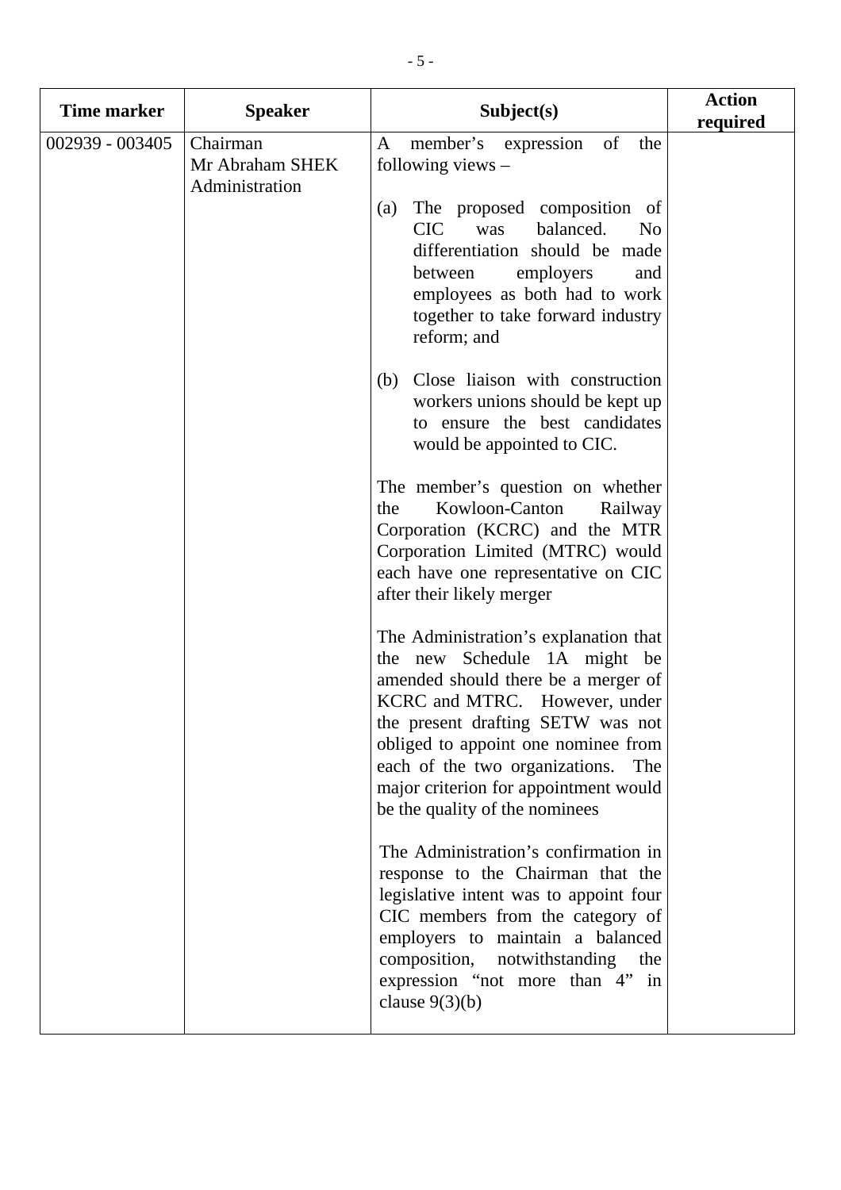| Time marker | Speaker | Subject(s) | Action required |
|---|---|---|---|
| 002939 - 003405 | Chairman<br>Mr Abraham SHEK<br>Administration | A member's expression of the following views –<br><br>(a) The proposed composition of CIC was balanced. No differentiation should be made between employers and employees as both had to work together to take forward industry reform; and<br><br>(b) Close liaison with construction workers unions should be kept up to ensure the best candidates would be appointed to CIC.<br><br>The member's question on whether the Kowloon-Canton Railway Corporation (KCRC) and the MTR Corporation Limited (MTRC) would each have one representative on CIC after their likely merger<br><br>The Administration's explanation that the new Schedule 1A might be amended should there be a merger of KCRC and MTRC. However, under the present drafting SETW was not obliged to appoint one nominee from each of the two organizations. The major criterion for appointment would be the quality of the nominees<br><br>The Administration's confirmation in response to the Chairman that the legislative intent was to appoint four CIC members from the category of employers to maintain a balanced composition, notwithstanding the expression "not more than 4" in clause 9(3)(b) | |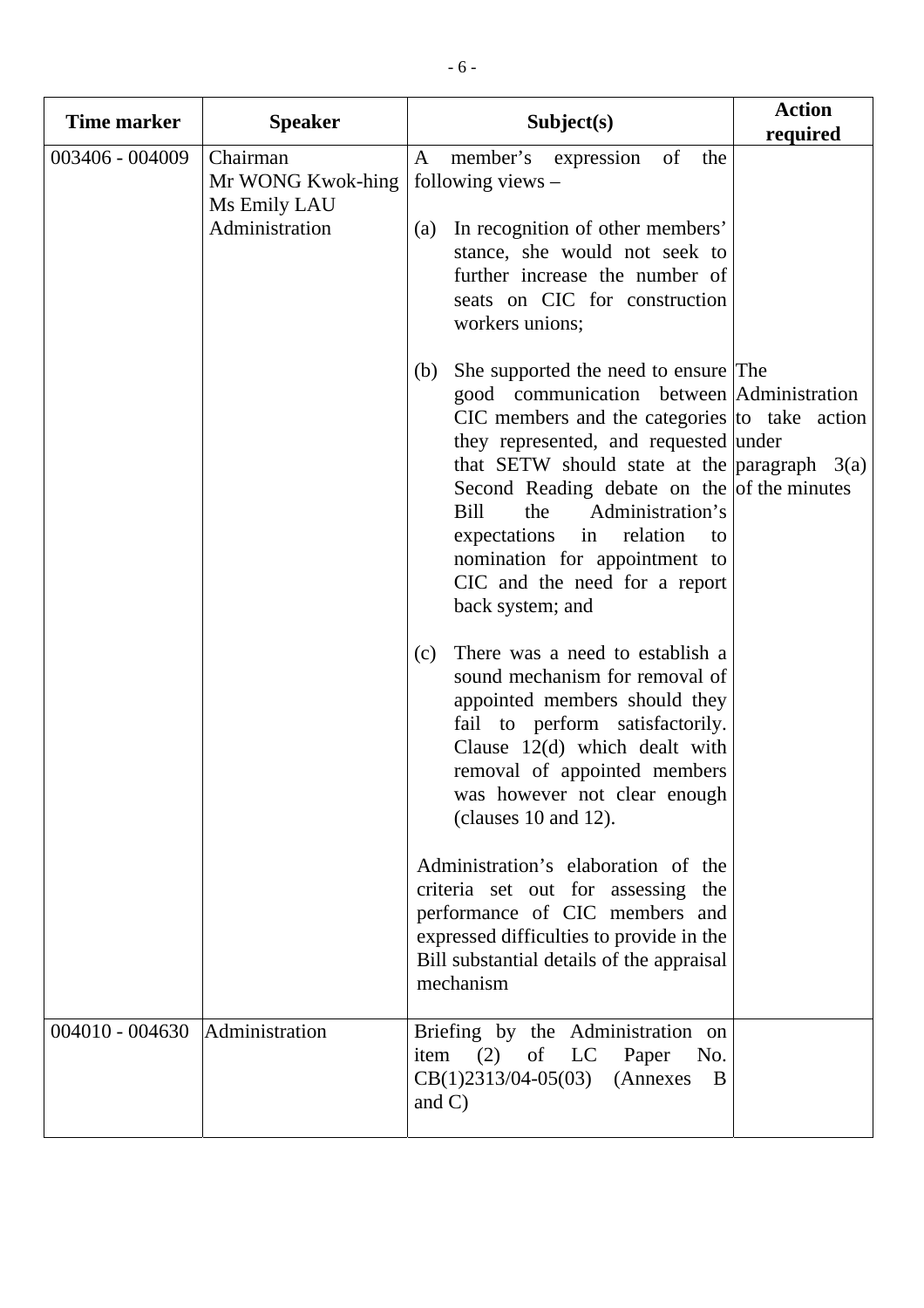| Time marker | Speaker | Subject(s) | Action required |
|---|---|---|---|
| 003406 - 004009 | Chairman<br>Mr WONG Kwok-hing<br>Ms Emily LAU<br>Administration | A member's expression of the following views –<br><br>(a) In recognition of other members' stance, she would not seek to further increase the number of seats on CIC for construction workers unions;<br><br>(b) She supported the need to ensure good communication between CIC members and the categories they represented, and requested that SETW should state at the Second Reading debate on the Bill the Administration's expectations in relation to nomination for appointment to CIC and the need for a report back system; and<br><br>(c) There was a need to establish a sound mechanism for removal of appointed members should they fail to perform satisfactorily. Clause 12(d) which dealt with removal of appointed members was however not clear enough (clauses 10 and 12).<br><br>Administration's elaboration of the criteria set out for assessing the performance of CIC members and expressed difficulties to provide in the Bill substantial details of the appraisal mechanism | The Administration to take action under paragraph 3(a) of the minutes |
| 004010 - 004630 | Administration | Briefing by the Administration on item (2) of LC Paper No. CB(1)2313/04-05(03) (Annexes B and C) | |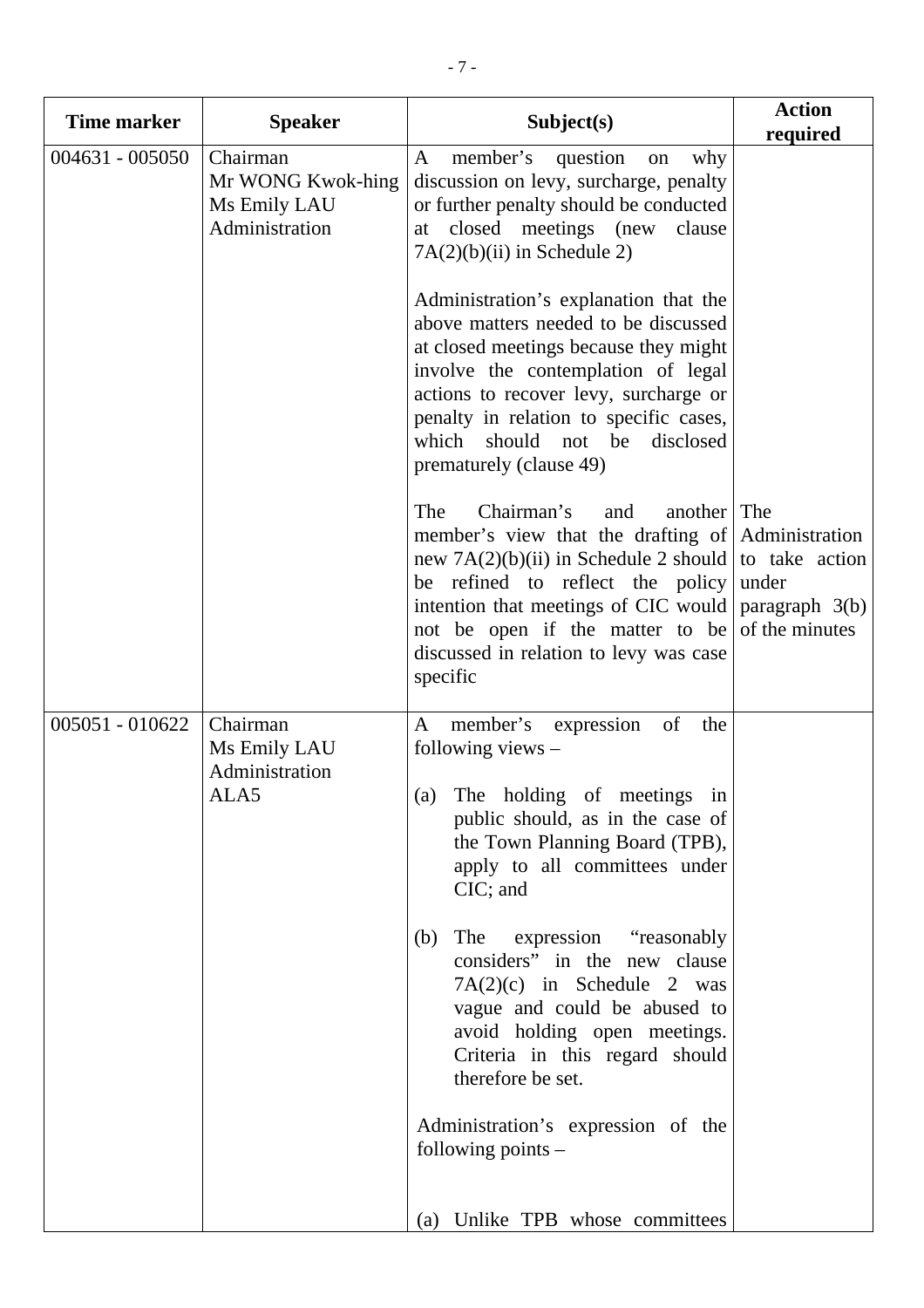| Time marker | Speaker | Subject(s) | Action required |
|---|---|---|---|
| 004631 - 005050 | Chairman<br>Mr WONG Kwok-hing<br>Ms Emily LAU<br>Administration | A member's question on why discussion on levy, surcharge, penalty or further penalty should be conducted at closed meetings (new clause 7A(2)(b)(ii) in Schedule 2)<br><br>Administration's explanation that the above matters needed to be discussed at closed meetings because they might involve the contemplation of legal actions to recover levy, surcharge or penalty in relation to specific cases, which should not be disclosed prematurely (clause 49)<br><br>The Chairman's and another member's view that the drafting of new 7A(2)(b)(ii) in Schedule 2 should be refined to reflect the policy intention that meetings of CIC would not be open if the matter to be discussed in relation to levy was case specific | The Administration to take action under paragraph 3(b) of the minutes |
| 005051 - 010622 | Chairman<br>Ms Emily LAU<br>Administration<br>ALA5 | A member's expression of the following views –<br><br>(a) The holding of meetings in public should, as in the case of the Town Planning Board (TPB), apply to all committees under CIC; and<br><br>(b) The expression "reasonably considers" in the new clause 7A(2)(c) in Schedule 2 was vague and could be abused to avoid holding open meetings. Criteria in this regard should therefore be set.<br><br>Administration's expression of the following points –<br><br>(a) Unlike TPB whose committees | |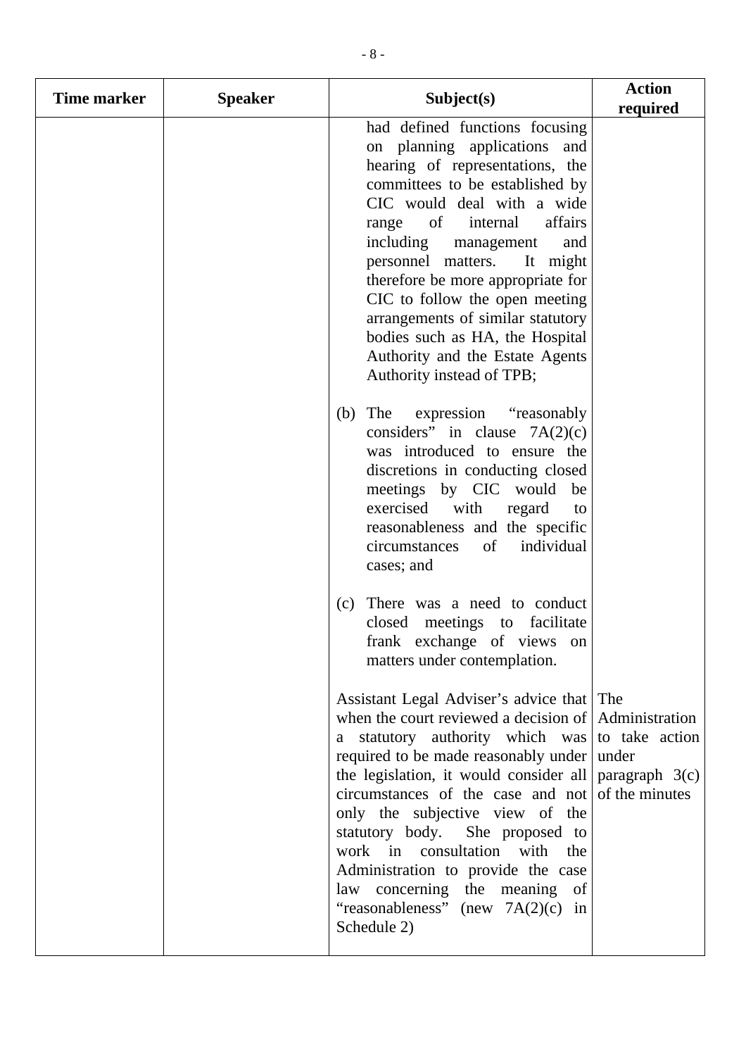| Time marker | Speaker | Subject(s) | Action required |
|---|---|---|---|
| | | had defined functions focusing on planning applications and hearing of representations, the committees to be established by CIC would deal with a wide range of internal affairs including management and personnel matters. It might therefore be more appropriate for CIC to follow the open meeting arrangements of similar statutory bodies such as HA, the Hospital Authority and the Estate Agents Authority instead of TPB;<br><br>(b) The expression "reasonably considers" in clause 7A(2)(c) was introduced to ensure the discretions in conducting closed meetings by CIC would be exercised with regard to reasonableness and the specific circumstances of individual cases; and<br><br>(c) There was a need to conduct closed meetings to facilitate frank exchange of views on matters under contemplation. | |
| | | Assistant Legal Adviser's advice that when the court reviewed a decision of a statutory authority which was required to be made reasonably under the legislation, it would consider all circumstances of the case and not only the subjective view of the statutory body. She proposed to work in consultation with the Administration to provide the case law concerning the meaning of "reasonableness" (new 7A(2)(c) in Schedule 2) | The Administration to take action under paragraph 3(c) of the minutes |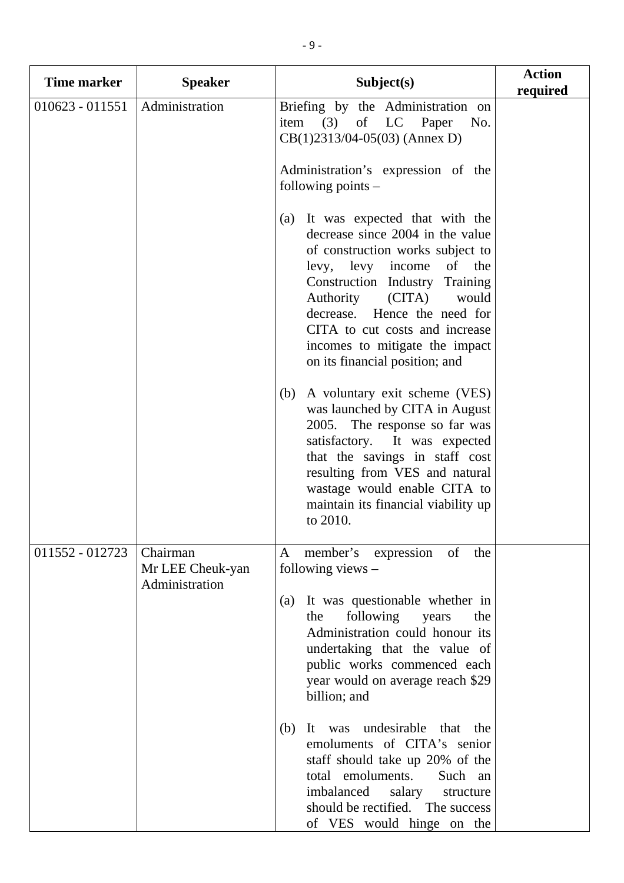| Time marker | Speaker | Subject(s) | Action required |
|---|---|---|---|
| 010623 - 011551 | Administration | Briefing by the Administration on item (3) of LC Paper No. CB(1)2313/04-05(03) (Annex D)<br><br>Administration's expression of the following points –<br><br>(a) It was expected that with the decrease since 2004 in the value of construction works subject to levy, levy income of the Construction Industry Training Authority (CITA) would decrease. Hence the need for CITA to cut costs and increase incomes to mitigate the impact on its financial position; and<br><br>(b) A voluntary exit scheme (VES) was launched by CITA in August 2005. The response so far was satisfactory. It was expected that the savings in staff cost resulting from VES and natural wastage would enable CITA to maintain its financial viability up to 2010. | |
| 011552 - 012723 | Chairman<br>Mr LEE Cheuk-yan<br>Administration | A member's expression of the following views –<br><br>(a) It was questionable whether in the following years the Administration could honour its undertaking that the value of public works commenced each year would on average reach $29 billion; and<br><br>(b) It was undesirable that the emoluments of CITA's senior staff should take up 20% of the total emoluments. Such an imbalanced salary structure should be rectified. The success of VES would hinge on the | |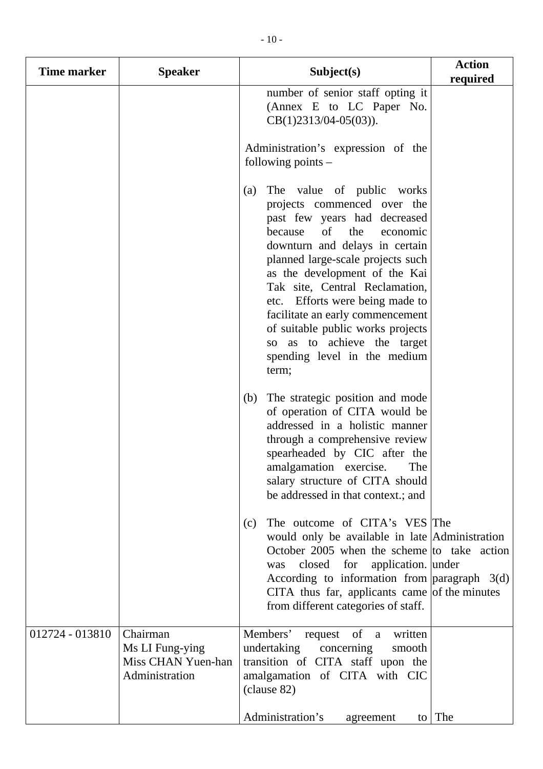| Time marker | Speaker | Subject(s) | Action required |
|---|---|---|---|
| | | number of senior staff opting it (Annex E to LC Paper No. CB(1)2313/04-05(03)).<br><br>Administration's expression of the following points –<br><br>(a) The value of public works projects commenced over the past few years had decreased because of the economic downturn and delays in certain planned large-scale projects such as the development of the Kai Tak site, Central Reclamation, etc. Efforts were being made to facilitate an early commencement of suitable public works projects so as to achieve the target spending level in the medium term;<br><br>(b) The strategic position and mode of operation of CITA would be addressed in a holistic manner through a comprehensive review spearheaded by CIC after the amalgamation exercise. The salary structure of CITA should be addressed in that context.; and<br><br>(c) The outcome of CITA's VES would only be available in late October 2005 when the scheme was closed for application. According to information from CITA thus far, applicants came from different categories of staff. | The Administration to take action under paragraph 3(d) of the minutes |
| 012724 - 013810 | Chairman<br>Ms LI Fung-ying<br>Miss CHAN Yuen-han<br>Administration | Members' request of a written undertaking concerning smooth transition of CITA staff upon the amalgamation of CITA with CIC (clause 82)<br><br>Administration's agreement to | The |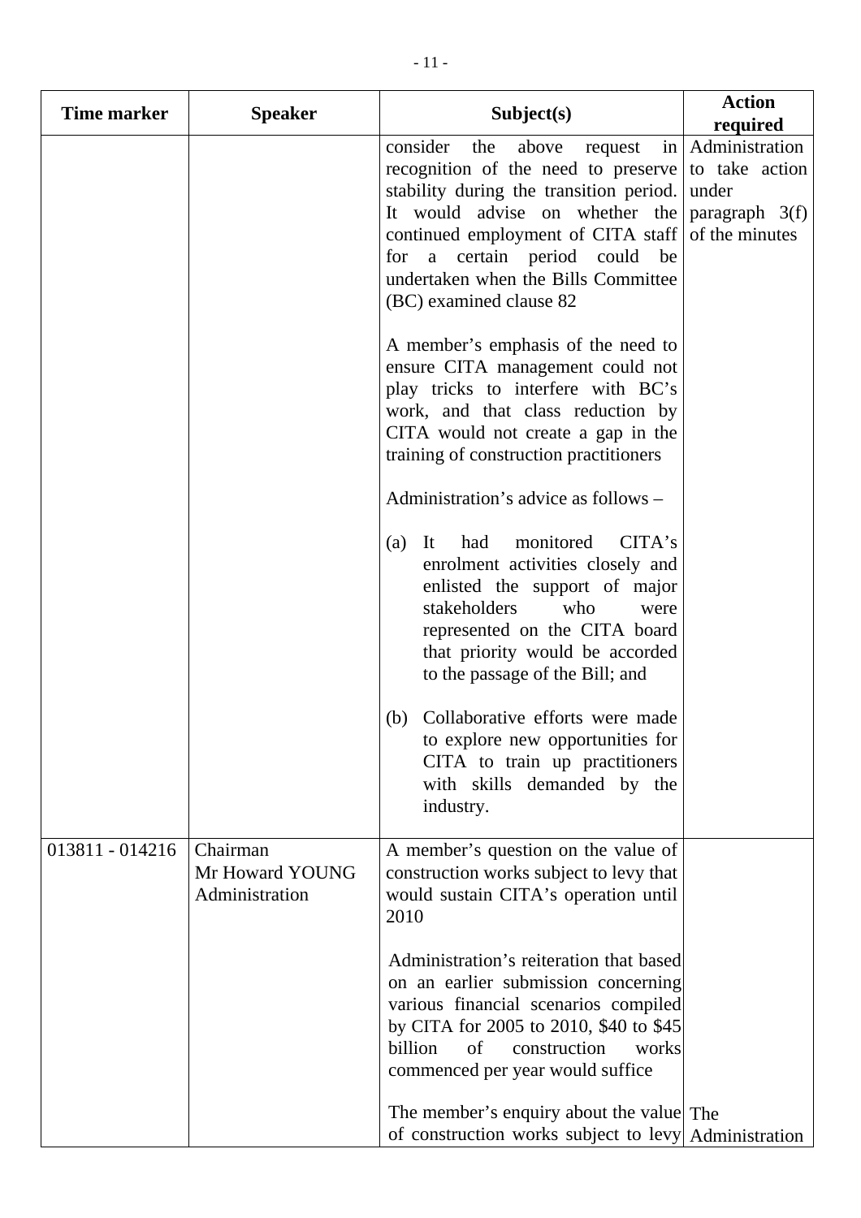| Time marker | Speaker | Subject(s) | Action required |
|---|---|---|---|
| | | consider the above request in recognition of the need to preserve stability during the transition period. It would advise on whether the continued employment of CITA staff for a certain period could be undertaken when the Bills Committee (BC) examined clause 82<br><br>A member's emphasis of the need to ensure CITA management could not play tricks to interfere with BC's work, and that class reduction by CITA would not create a gap in the training of construction practitioners<br><br>Administration's advice as follows –<br><br>(a) It had monitored CITA's enrolment activities closely and enlisted the support of major stakeholders who were represented on the CITA board that priority would be accorded to the passage of the Bill; and<br><br>(b) Collaborative efforts were made to explore new opportunities for CITA to train up practitioners with skills demanded by the industry. | Administration to take action under paragraph 3(f) of the minutes |
| 013811 - 014216 | Chairman<br>Mr Howard YOUNG<br>Administration | A member's question on the value of construction works subject to levy that would sustain CITA's operation until 2010<br><br>Administration's reiteration that based on an earlier submission concerning various financial scenarios compiled by CITA for 2005 to 2010, $40 to $45 billion of construction works commenced per year would suffice<br><br>The member's enquiry about the value of construction works subject to levy | The Administration |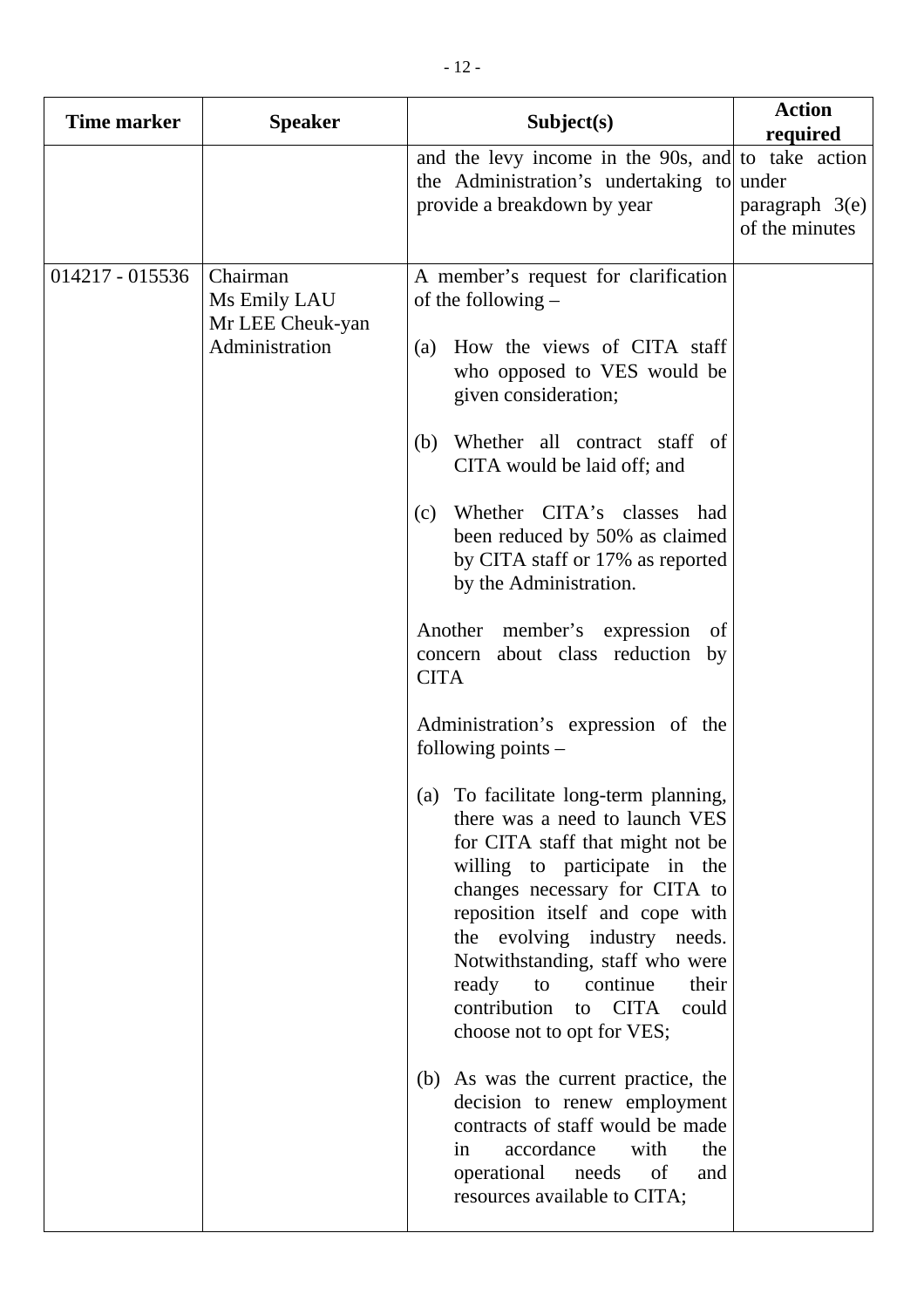| Time marker | Speaker | Subject(s) | Action required |
|---|---|---|---|
| | | and the levy income in the 90s, and the Administration's undertaking to provide a breakdown by year | to take action under paragraph 3(e) of the minutes |
| 014217 - 015536 | Chairman<br>Ms Emily LAU<br>Mr LEE Cheuk-yan<br>Administration | A member's request for clarification of the following –<br><br>(a) How the views of CITA staff who opposed to VES would be given consideration;<br><br>(b) Whether all contract staff of CITA would be laid off; and<br><br>(c) Whether CITA's classes had been reduced by 50% as claimed by CITA staff or 17% as reported by the Administration.<br><br>Another member's expression of concern about class reduction by CITA<br><br>Administration's expression of the following points –<br><br>(a) To facilitate long-term planning, there was a need to launch VES for CITA staff that might not be willing to participate in the changes necessary for CITA to reposition itself and cope with the evolving industry needs. Notwithstanding, staff who were ready to continue their contribution to CITA could choose not to opt for VES;<br><br>(b) As was the current practice, the decision to renew employment contracts of staff would be made in accordance with the operational needs of and resources available to CITA; | |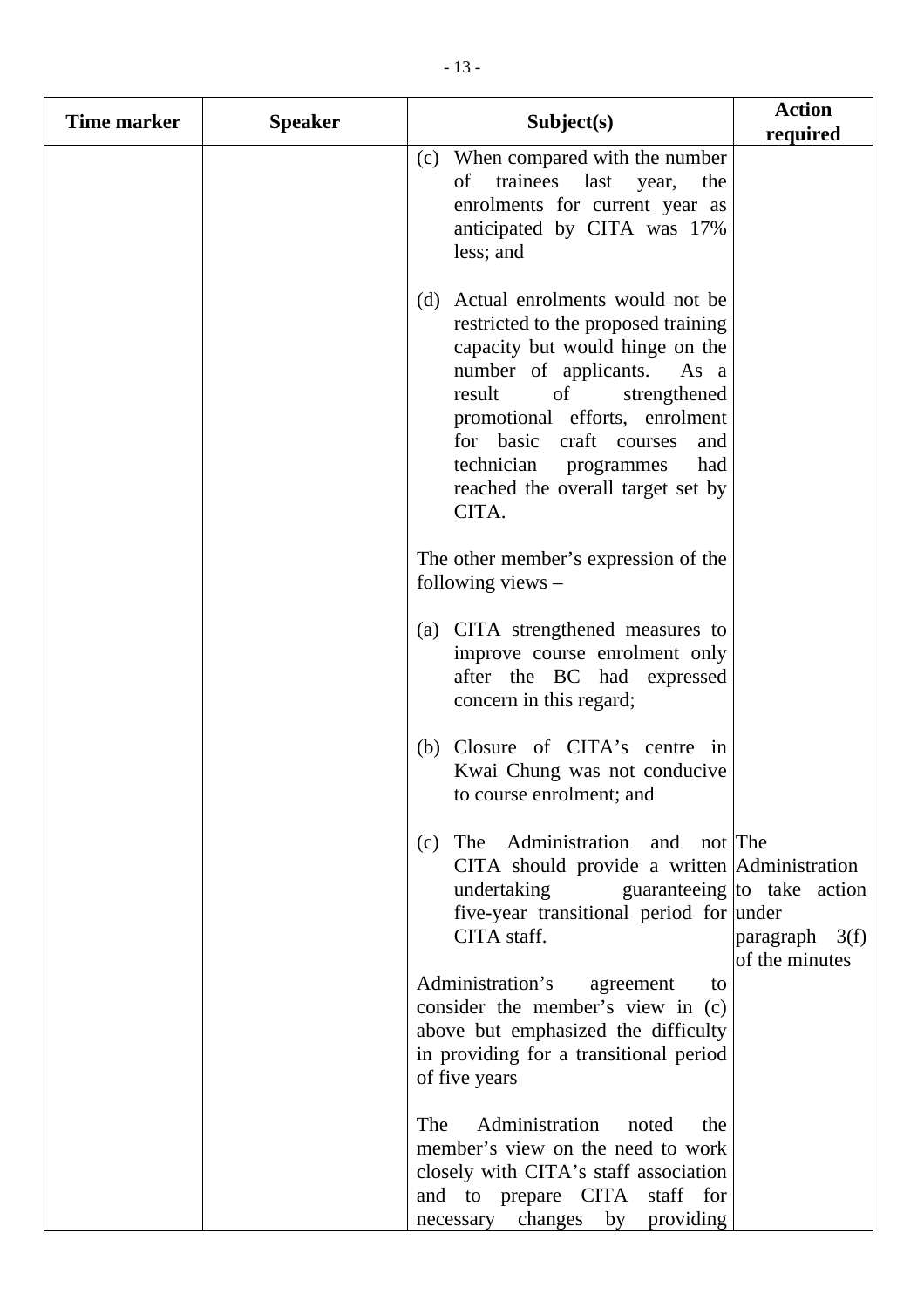| Time marker | Speaker | Subject(s) | Action required |
|---|---|---|---|
| | | (c) When compared with the number of trainees last year, the enrolments for current year as anticipated by CITA was 17% less; and<br><br>(d) Actual enrolments would not be restricted to the proposed training capacity but would hinge on the number of applicants. As a result of strengthened promotional efforts, enrolment for basic craft courses and technician programmes had reached the overall target set by CITA.<br><br>The other member's expression of the following views –<br><br>(a) CITA strengthened measures to improve course enrolment only after the BC had expressed concern in this regard;<br><br>(b) Closure of CITA's centre in Kwai Chung was not conducive to course enrolment; and<br><br>(c) The Administration and CITA should provide a written undertaking guaranteeing five-year transitional period for CITA staff.<br><br>Administration's agreement to consider the member's view in (c) above but emphasized the difficulty in providing for a transitional period of five years<br><br>The Administration noted the member's view on the need to work closely with CITA's staff association and to prepare CITA staff for necessary changes by providing | The Administration to take action under paragraph 3(f) of the minutes |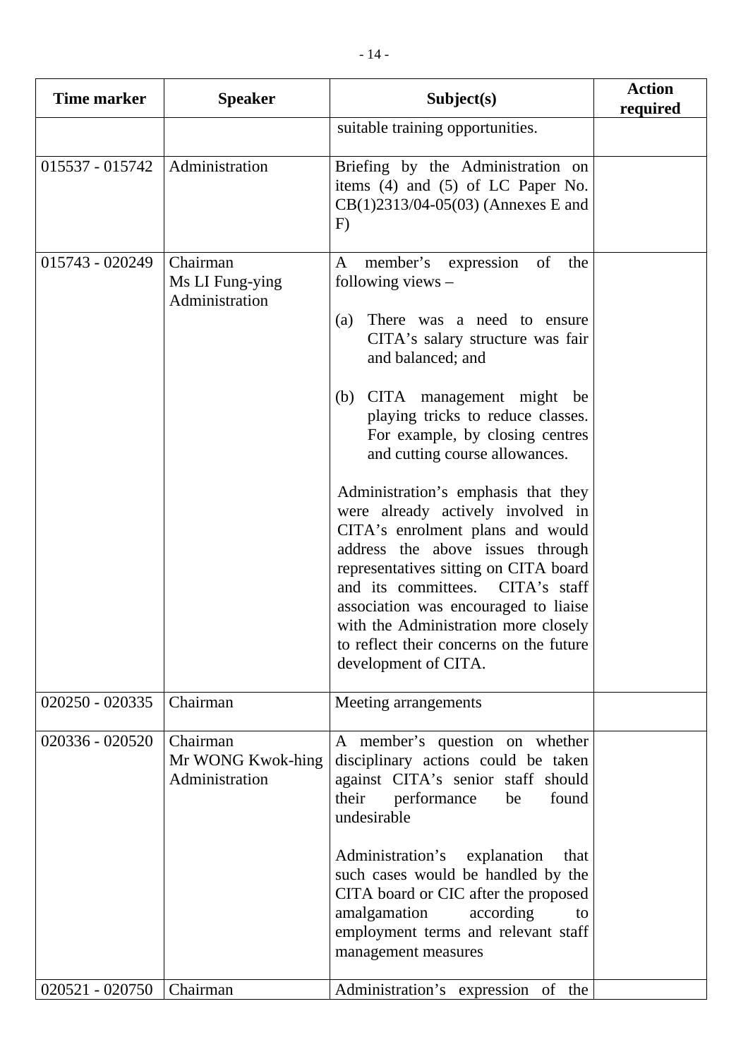| Time marker | Speaker | Subject(s) | Action required |
|---|---|---|---|
| | | suitable training opportunities. | |
| 015537 - 015742 | Administration | Briefing by the Administration on items (4) and (5) of LC Paper No. CB(1)2313/04-05(03) (Annexes E and F) | |
| 015743 - 020249 | Chairman<br>Ms LI Fung-ying<br>Administration | A member's expression of the following views –<br><br>(a) There was a need to ensure CITA's salary structure was fair and balanced; and<br><br>(b) CITA management might be playing tricks to reduce classes. For example, by closing centres and cutting course allowances.<br><br>Administration's emphasis that they were already actively involved in CITA's enrolment plans and would address the above issues through representatives sitting on CITA board and its committees. CITA's staff association was encouraged to liaise with the Administration more closely to reflect their concerns on the future development of CITA. | |
| 020250 - 020335 | Chairman | Meeting arrangements | |
| 020336 - 020520 | Chairman<br>Mr WONG Kwok-hing<br>Administration | A member's question on whether disciplinary actions could be taken against CITA's senior staff should their performance be found undesirable<br><br>Administration's explanation that such cases would be handled by the CITA board or CIC after the proposed amalgamation according to employment terms and relevant staff management measures | |
| 020521 - 020750 | Chairman | Administration's expression of the | |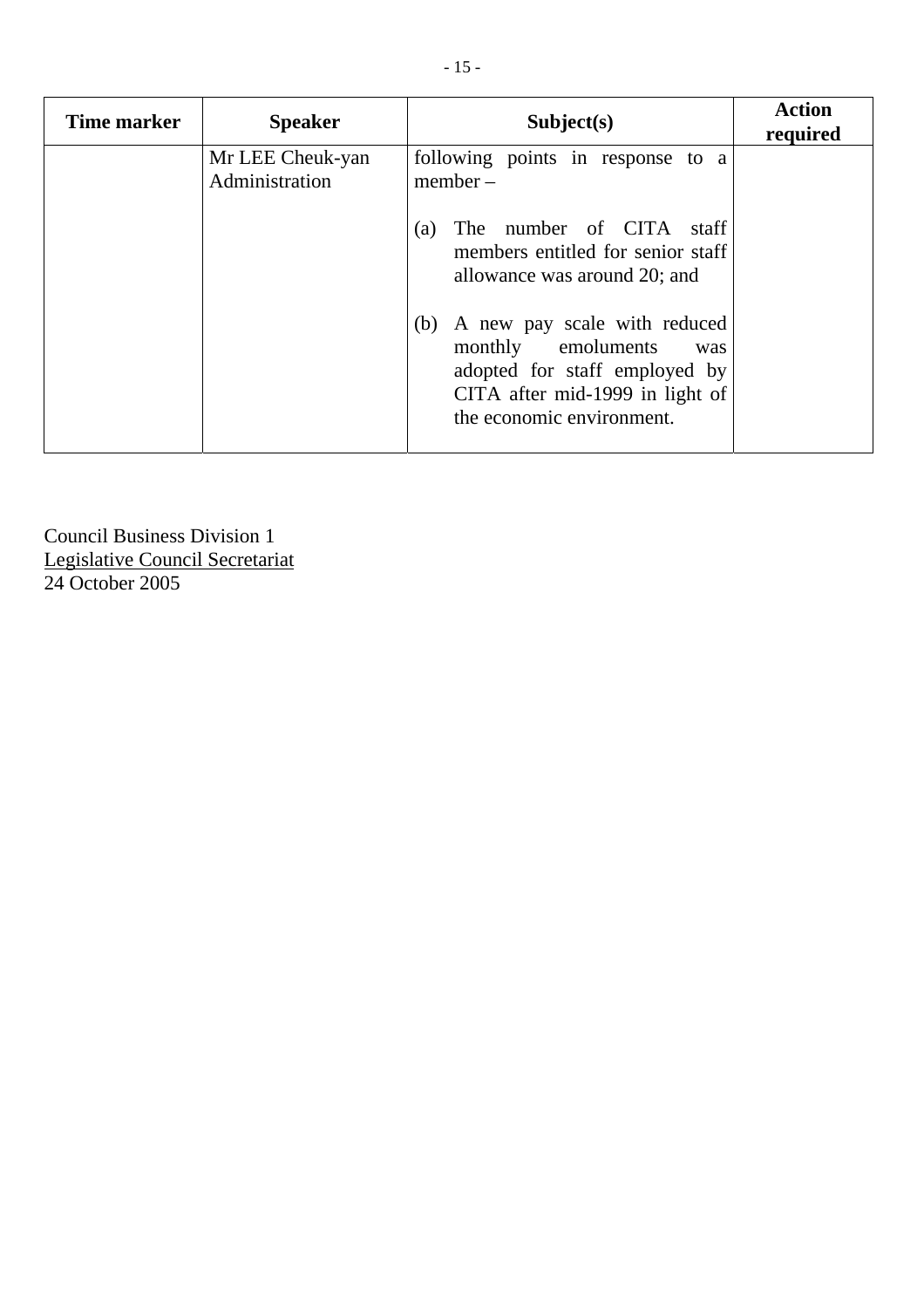| Time marker | Speaker | Subject(s) | Action required |
|---|---|---|---|
| | Mr LEE Cheuk-yan<br>Administration | following points in response to a member –<br><br>(a) The number of CITA staff members entitled for senior staff allowance was around 20; and<br><br>(b) A new pay scale with reduced monthly emoluments was adopted for staff employed by CITA after mid-1999 in light of the economic environment. | |

Council Business Division 1
Legislative Council Secretariat
24 October 2005